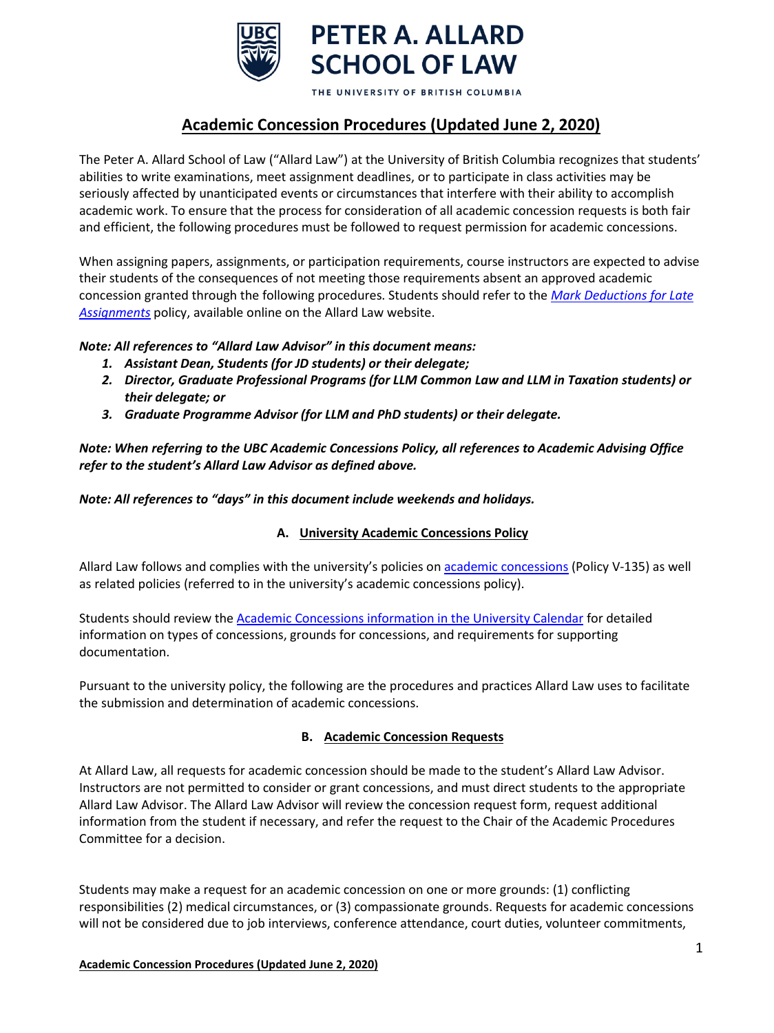PETER A. ALLARD SCHOOL OF LAW

THE UNIVERSITY OF BRITISH COLUMBIA

# Academic Concession Procedures (Updated June 2, 2020)

The Peter A. Allard School of Law ("Allard Law") at the University of British Columbia recognizes that students' abilities to write examinations, meet assignment deadlines, or to participate in class activities may be seriously affected by unanticipated events or circumstances that interfere with their ability to accomplish academic work. To ensure that the process for consideration of all academic concession requests is both fair and efficient, the following procedures must be followed to request permission for academic concessions.

When assigning papers, assignments, or participation requirements, course instructors are expected to advise their students of the consequences of not meeting those requirements absent an approved academic concession granted through the following procedures. Students should refer to the *Mark Deductions for Late Assignments* policy, available online on the Allard Law website.

***Note: All references to "Allard Law Advisor" in this document means:***

1. ***Assistant Dean, Students (for JD students) or their delegate;***
2. ***Director, Graduate Professional Programs (for LLM Common Law and LLM in Taxation students) or their delegate; or***
3. ***Graduate Programme Advisor (for LLM and PhD students) or their delegate.***

***Note: When referring to the UBC Academic Concessions Policy, all references to Academic Advising Office refer to the student's Allard Law Advisor as defined above.***

***Note: All references to "days" in this document include weekends and holidays.***

## A. University Academic Concessions Policy

Allard Law follows and complies with the university's policies on academic concessions (Policy V-135) as well as related policies (referred to in the university's academic concessions policy).

Students should review the Academic Concessions information in the University Calendar for detailed information on types of concessions, grounds for concessions, and requirements for supporting documentation.

Pursuant to the university policy, the following are the procedures and practices Allard Law uses to facilitate the submission and determination of academic concessions.

## B. Academic Concession Requests

At Allard Law, all requests for academic concession should be made to the student's Allard Law Advisor. Instructors are not permitted to consider or grant concessions, and must direct students to the appropriate Allard Law Advisor. The Allard Law Advisor will review the concession request form, request additional information from the student if necessary, and refer the request to the Chair of the Academic Procedures Committee for a decision.

Students may make a request for an academic concession on one or more grounds: (1) conflicting responsibilities (2) medical circumstances, or (3) compassionate grounds. Requests for academic concessions will not be considered due to job interviews, conference attendance, court duties, volunteer commitments,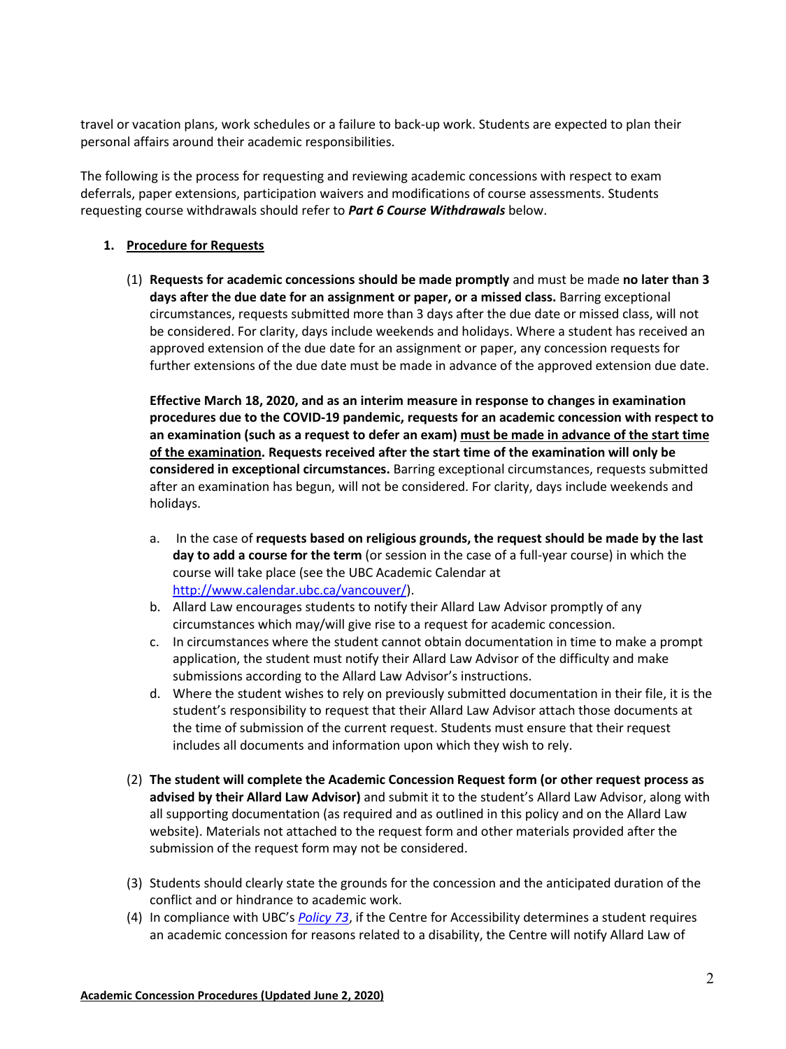travel or vacation plans, work schedules or a failure to back-up work. Students are expected to plan their personal affairs around their academic responsibilities.

The following is the process for requesting and reviewing academic concessions with respect to exam deferrals, paper extensions, participation waivers and modifications of course assessments. Students requesting course withdrawals should refer to ***Part 6 Course Withdrawals*** below.

1. **Procedure for Requests**

   (1) **Requests for academic concessions should be made promptly** and must be made **no later than 3 days after the due date for an assignment or paper, or a missed class.** Barring exceptional circumstances, requests submitted more than 3 days after the due date or missed class, will not be considered. For clarity, days include weekends and holidays. Where a student has received an approved extension of the due date for an assignment or paper, any concession requests for further extensions of the due date must be made in advance of the approved extension due date.

   **Effective March 18, 2020, and as an interim measure in response to changes in examination procedures due to the COVID-19 pandemic, requests for an academic concession with respect to an examination (such as a request to defer an exam) <u>must be made in advance of the start time of the examination</u>. Requests received after the start time of the examination will only be considered in exceptional circumstances.** Barring exceptional circumstances, requests submitted after an examination has begun, will not be considered. For clarity, days include weekends and holidays.

   a. In the case of **requests based on religious grounds, the request should be made by the last day to add a course for the term** (or session in the case of a full-year course) in which the course will take place (see the UBC Academic Calendar at http://www.calendar.ubc.ca/vancouver/).
   b. Allard Law encourages students to notify their Allard Law Advisor promptly of any circumstances which may/will give rise to a request for academic concession.
   c. In circumstances where the student cannot obtain documentation in time to make a prompt application, the student must notify their Allard Law Advisor of the difficulty and make submissions according to the Allard Law Advisor's instructions.
   d. Where the student wishes to rely on previously submitted documentation in their file, it is the student's responsibility to request that their Allard Law Advisor attach those documents at the time of submission of the current request. Students must ensure that their request includes all documents and information upon which they wish to rely.

   (2) **The student will complete the Academic Concession Request form (or other request process as advised by their Allard Law Advisor)** and submit it to the student's Allard Law Advisor, along with all supporting documentation (as required and as outlined in this policy and on the Allard Law website). Materials not attached to the request form and other materials provided after the submission of the request form may not be considered.

   (3) Students should clearly state the grounds for the concession and the anticipated duration of the conflict and or hindrance to academic work.

   (4) In compliance with UBC's *Policy 73*, if the Centre for Accessibility determines a student requires an academic concession for reasons related to a disability, the Centre will notify Allard Law of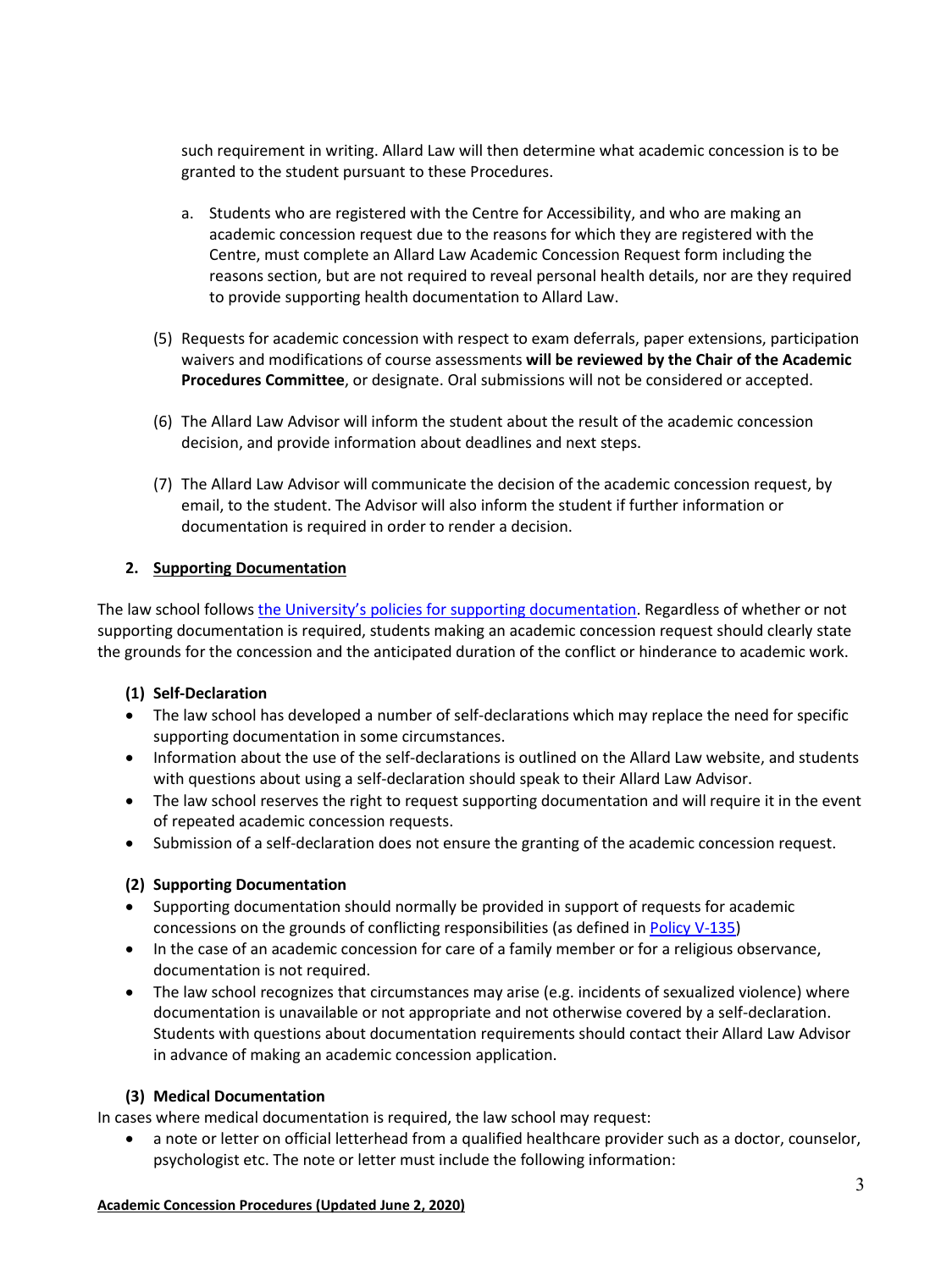such requirement in writing. Allard Law will then determine what academic concession is to be granted to the student pursuant to these Procedures.

a. Students who are registered with the Centre for Accessibility, and who are making an academic concession request due to the reasons for which they are registered with the Centre, must complete an Allard Law Academic Concession Request form including the reasons section, but are not required to reveal personal health details, nor are they required to provide supporting health documentation to Allard Law.

(5) Requests for academic concession with respect to exam deferrals, paper extensions, participation waivers and modifications of course assessments **will be reviewed by the Chair of the Academic Procedures Committee**, or designate. Oral submissions will not be considered or accepted.

(6) The Allard Law Advisor will inform the student about the result of the academic concession decision, and provide information about deadlines and next steps.

(7) The Allard Law Advisor will communicate the decision of the academic concession request, by email, to the student. The Advisor will also inform the student if further information or documentation is required in order to render a decision.

## 2. Supporting Documentation

The law school follows [the University's policies for supporting documentation](). Regardless of whether or not supporting documentation is required, students making an academic concession request should clearly state the grounds for the concession and the anticipated duration of the conflict or hinderance to academic work.

### (1) Self-Declaration

- The law school has developed a number of self-declarations which may replace the need for specific supporting documentation in some circumstances.
- Information about the use of the self-declarations is outlined on the Allard Law website, and students with questions about using a self-declaration should speak to their Allard Law Advisor.
- The law school reserves the right to request supporting documentation and will require it in the event of repeated academic concession requests.
- Submission of a self-declaration does not ensure the granting of the academic concession request.

### (2) Supporting Documentation

- Supporting documentation should normally be provided in support of requests for academic concessions on the grounds of conflicting responsibilities (as defined in [Policy V-135]())
- In the case of an academic concession for care of a family member or for a religious observance, documentation is not required.
- The law school recognizes that circumstances may arise (e.g. incidents of sexualized violence) where documentation is unavailable or not appropriate and not otherwise covered by a self-declaration. Students with questions about documentation requirements should contact their Allard Law Advisor in advance of making an academic concession application.

### (3) Medical Documentation

In cases where medical documentation is required, the law school may request:

- a note or letter on official letterhead from a qualified healthcare provider such as a doctor, counselor, psychologist etc. The note or letter must include the following information: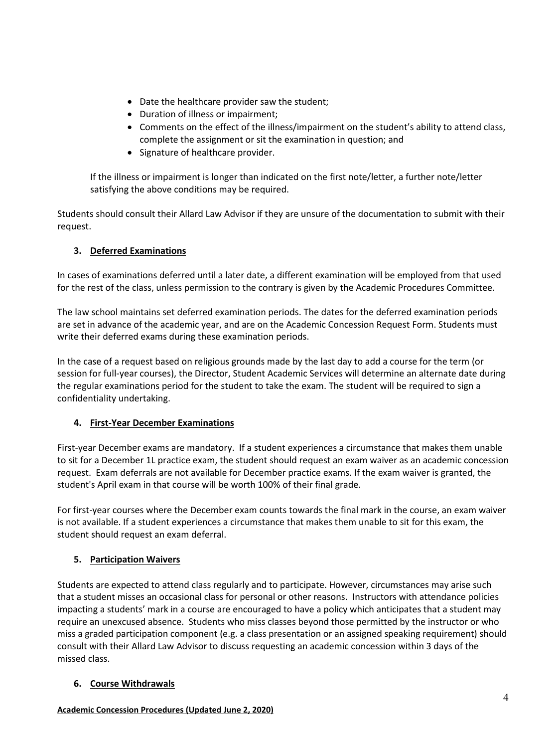- Date the healthcare provider saw the student;
- Duration of illness or impairment;
- Comments on the effect of the illness/impairment on the student's ability to attend class, complete the assignment or sit the examination in question; and
- Signature of healthcare provider.

If the illness or impairment is longer than indicated on the first note/letter, a further note/letter satisfying the above conditions may be required.

Students should consult their Allard Law Advisor if they are unsure of the documentation to submit with their request.

### 3. Deferred Examinations

In cases of examinations deferred until a later date, a different examination will be employed from that used for the rest of the class, unless permission to the contrary is given by the Academic Procedures Committee.

The law school maintains set deferred examination periods. The dates for the deferred examination periods are set in advance of the academic year, and are on the Academic Concession Request Form. Students must write their deferred exams during these examination periods.

In the case of a request based on religious grounds made by the last day to add a course for the term (or session for full-year courses), the Director, Student Academic Services will determine an alternate date during the regular examinations period for the student to take the exam. The student will be required to sign a confidentiality undertaking.

### 4. First-Year December Examinations

First-year December exams are mandatory. If a student experiences a circumstance that makes them unable to sit for a December 1L practice exam, the student should request an exam waiver as an academic concession request. Exam deferrals are not available for December practice exams. If the exam waiver is granted, the student's April exam in that course will be worth 100% of their final grade.

For first-year courses where the December exam counts towards the final mark in the course, an exam waiver is not available. If a student experiences a circumstance that makes them unable to sit for this exam, the student should request an exam deferral.

### 5. Participation Waivers

Students are expected to attend class regularly and to participate. However, circumstances may arise such that a student misses an occasional class for personal or other reasons. Instructors with attendance policies impacting a students' mark in a course are encouraged to have a policy which anticipates that a student may require an unexcused absence. Students who miss classes beyond those permitted by the instructor or who miss a graded participation component (e.g. a class presentation or an assigned speaking requirement) should consult with their Allard Law Advisor to discuss requesting an academic concession within 3 days of the missed class.

### 6. Course Withdrawals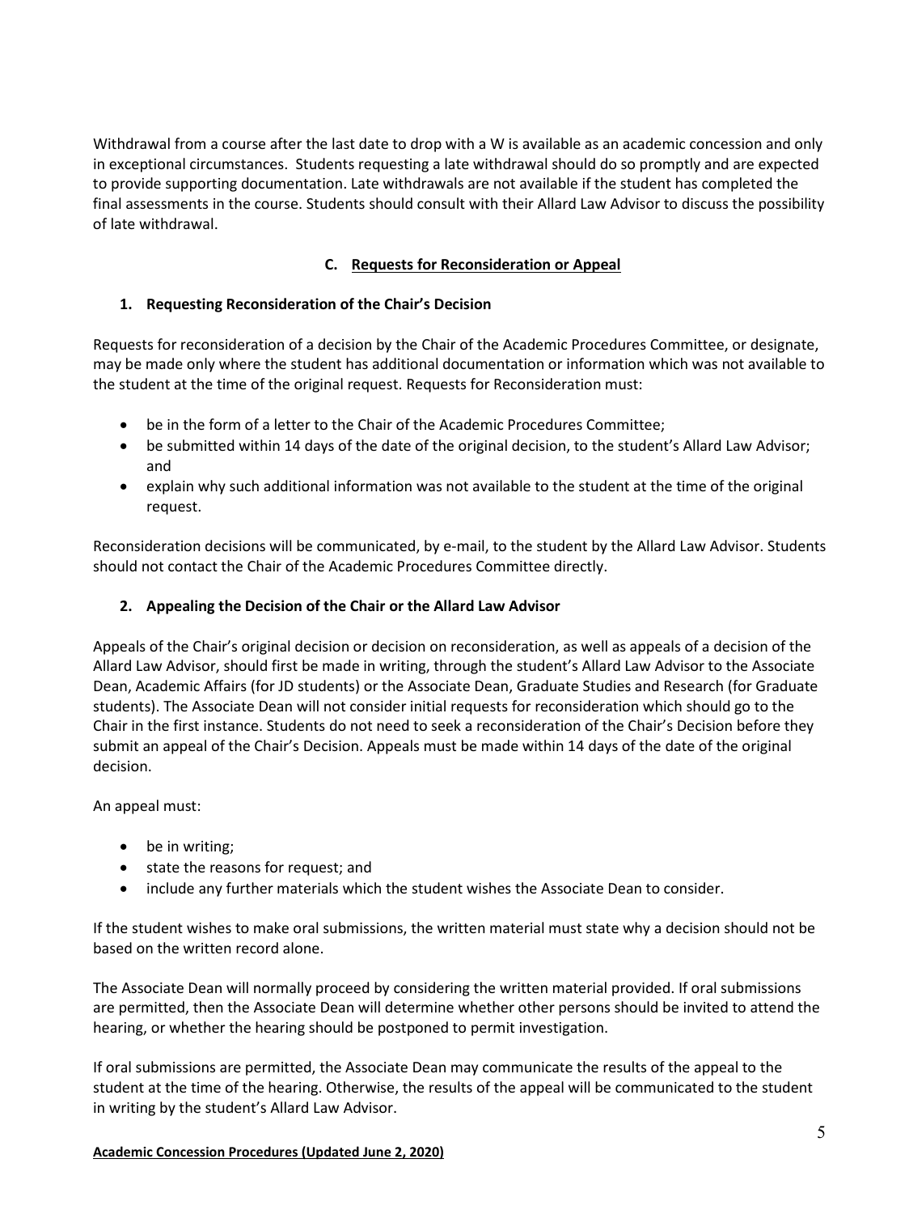Withdrawal from a course after the last date to drop with a W is available as an academic concession and only in exceptional circumstances. Students requesting a late withdrawal should do so promptly and are expected to provide supporting documentation. Late withdrawals are not available if the student has completed the final assessments in the course. Students should consult with their Allard Law Advisor to discuss the possibility of late withdrawal.

## C. Requests for Reconsideration or Appeal

### 1. Requesting Reconsideration of the Chair's Decision

Requests for reconsideration of a decision by the Chair of the Academic Procedures Committee, or designate, may be made only where the student has additional documentation or information which was not available to the student at the time of the original request. Requests for Reconsideration must:

- be in the form of a letter to the Chair of the Academic Procedures Committee;
- be submitted within 14 days of the date of the original decision, to the student's Allard Law Advisor; and
- explain why such additional information was not available to the student at the time of the original request.

Reconsideration decisions will be communicated, by e-mail, to the student by the Allard Law Advisor. Students should not contact the Chair of the Academic Procedures Committee directly.

### 2. Appealing the Decision of the Chair or the Allard Law Advisor

Appeals of the Chair's original decision or decision on reconsideration, as well as appeals of a decision of the Allard Law Advisor, should first be made in writing, through the student's Allard Law Advisor to the Associate Dean, Academic Affairs (for JD students) or the Associate Dean, Graduate Studies and Research (for Graduate students). The Associate Dean will not consider initial requests for reconsideration which should go to the Chair in the first instance. Students do not need to seek a reconsideration of the Chair's Decision before they submit an appeal of the Chair's Decision. Appeals must be made within 14 days of the date of the original decision.

An appeal must:

- be in writing;
- state the reasons for request; and
- include any further materials which the student wishes the Associate Dean to consider.

If the student wishes to make oral submissions, the written material must state why a decision should not be based on the written record alone.

The Associate Dean will normally proceed by considering the written material provided. If oral submissions are permitted, then the Associate Dean will determine whether other persons should be invited to attend the hearing, or whether the hearing should be postponed to permit investigation.

If oral submissions are permitted, the Associate Dean may communicate the results of the appeal to the student at the time of the hearing. Otherwise, the results of the appeal will be communicated to the student in writing by the student's Allard Law Advisor.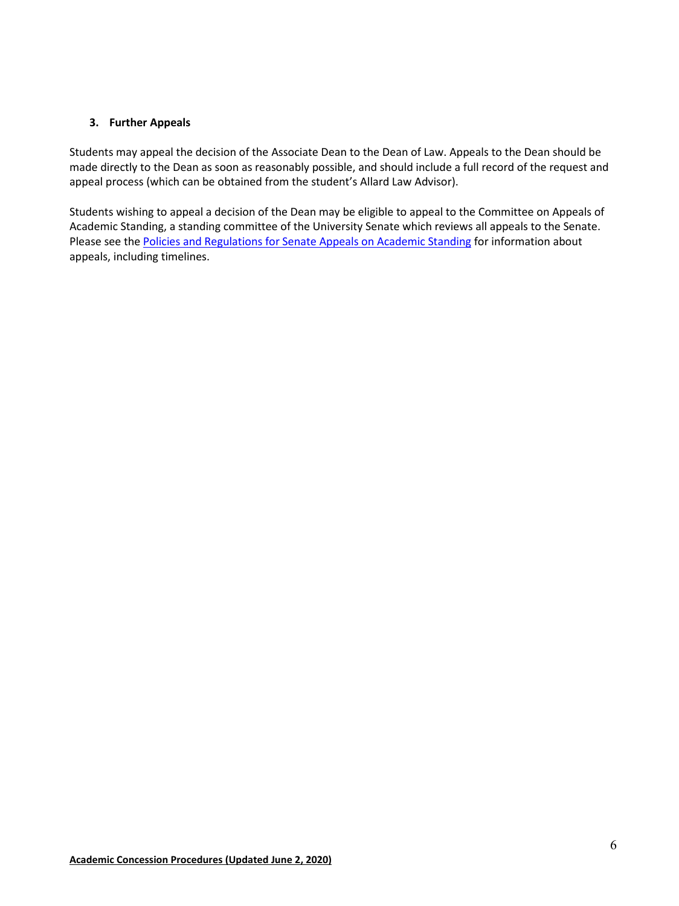### 3. Further Appeals

Students may appeal the decision of the Associate Dean to the Dean of Law. Appeals to the Dean should be made directly to the Dean as soon as reasonably possible, and should include a full record of the request and appeal process (which can be obtained from the student's Allard Law Advisor).

Students wishing to appeal a decision of the Dean may be eligible to appeal to the Committee on Appeals of Academic Standing, a standing committee of the University Senate which reviews all appeals to the Senate. Please see the Policies and Regulations for Senate Appeals on Academic Standing for information about appeals, including timelines.